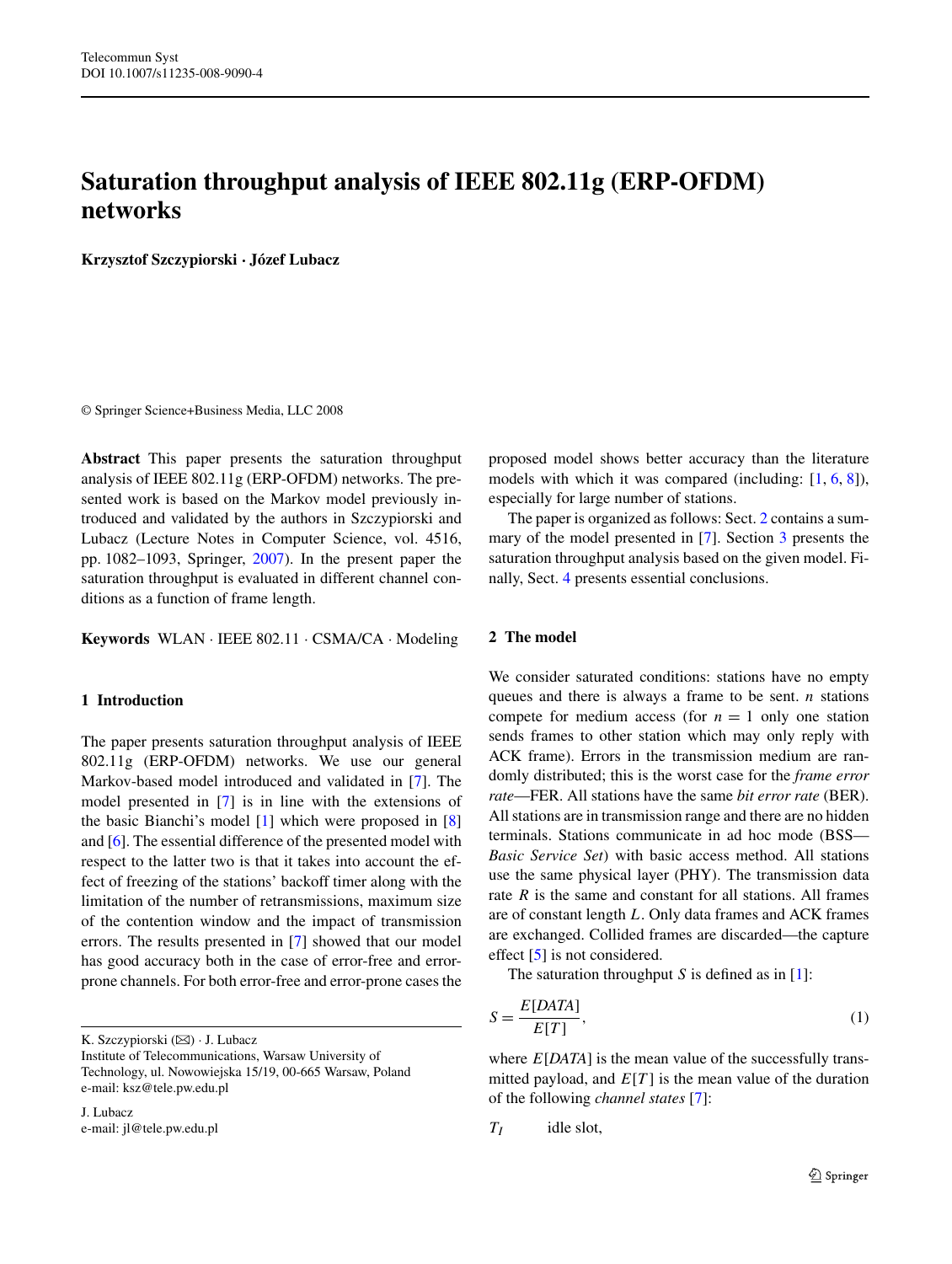# Saturation throughput analysis of IEEE 802.11g (ERP-OFDM) networks

**Krzysztof Szczypiorski · Józef Lubacz**

© Springer Science+Business Media, LLC 2008

**Abstract** This paper presents the saturation throughput analysis of IEEE 802.11g (ERP-OFDM) networks. The presented work is based on the Markov model previously introduced and validated by the authors in Szczypiorski and Lubacz (Lecture Notes in Computer Science, vol. 4516, pp. 1082–1093, Springer, 2007). In the present paper the saturation throughput is evaluated in different channel conditions as a function of frame length.

**Keywords** WLAN · IEEE 802.11 · CSMA/CA · Modeling

## 1 Introduction

The paper presents saturation throughput analysis of IEEE 802.11g (ERP-OFDM) networks. We use our general Markov-based model introduced and validated in [7]. The model presented in [7] is in line with the extensions of the basic Bianchi's model [1] which were proposed in [8] and [6]. The essential difference of the presented model with respect to the latter two is that it takes into account the effect of freezing of the stations' backoff timer along with the limitation of the number of retransmissions, maximum size of the contention window and the impact of transmission errors. The results presented in [7] showed that our model has good accuracy both in the case of error-free and error-prone channels. For both error-free and error-prone cases the proposed model shows better accuracy than the literature models with which it was compared (including: [1, 6, 8]), especially for large number of stations.

The paper is organized as follows: Sect. 2 contains a summary of the model presented in [7]. Section 3 presents the saturation throughput analysis based on the given model. Finally, Sect. 4 presents essential conclusions.

## 2 The model

We consider saturated conditions: stations have no empty queues and there is always a frame to be sent. $n$ stations compete for medium access (for $n = 1$ only one station sends frames to other station which may only reply with ACK frame). Errors in the transmission medium are randomly distributed; this is the worst case for the *frame error rate*—FER. All stations have the same *bit error rate* (BER). All stations are in transmission range and there are no hidden terminals. Stations communicate in ad hoc mode (BSS—*Basic Service Set*) with basic access method. All stations use the same physical layer (PHY). The transmission data rate $R$ is the same and constant for all stations. All frames are of constant length $L$. Only data frames and ACK frames are exchanged. Collided frames are discarded—the capture effect [5] is not considered.

The saturation throughput $S$ is defined as in [1]:

$$S = \frac{E[DATA]}{E[T]}, \tag{1}$$

where $E[DATA]$ is the mean value of the successfully transmitted payload, and $E[T]$ is the mean value of the duration of the following *channel states* [7]:

$T_I$ idle slot,

K. Szczypiorski (✉) · J. Lubacz
Institute of Telecommunications, Warsaw University of Technology, ul. Nowowiejska 15/19, 00-665 Warsaw, Poland
e-mail: ksz@tele.pw.edu.pl

J. Lubacz
e-mail: jl@tele.pw.edu.pl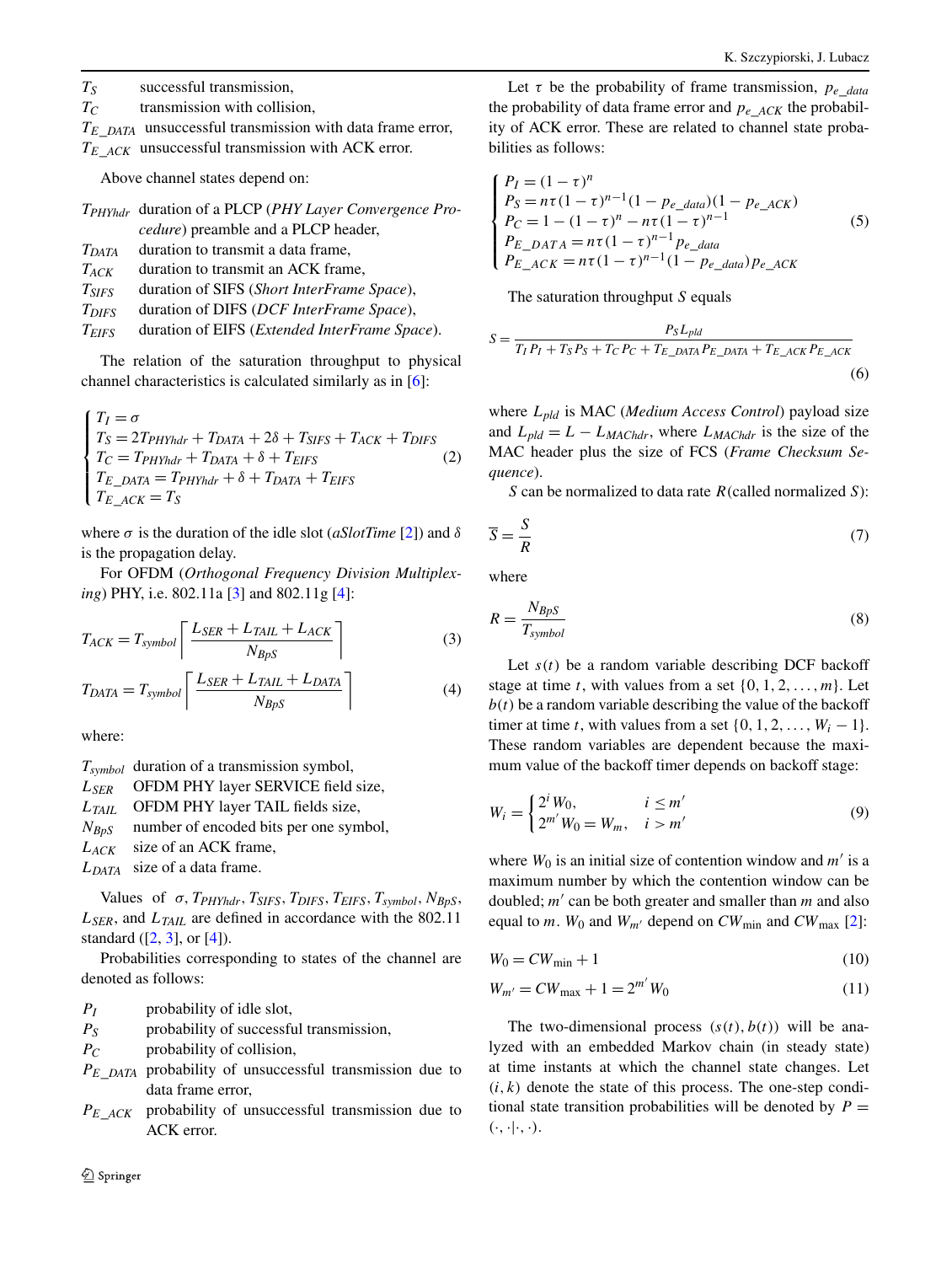| | |
|---|---|
| $T_S$ | successful transmission, |
| $T_C$ | transmission with collision, |
| $T_{E\_DATA}$ | unsuccessful transmission with data frame error, |
| $T_{E\_ACK}$ | unsuccessful transmission with ACK error. |

Above channel states depend on:

| | |
|---|---|
| $T_{PHYhdr}$ | duration of a PLCP (*PHY Layer Convergence Procedure*) preamble and a PLCP header, |
| $T_{DATA}$ | duration to transmit a data frame, |
| $T_{ACK}$ | duration to transmit an ACK frame, |
| $T_{SIFS}$ | duration of SIFS (*Short InterFrame Space*), |
| $T_{DIFS}$ | duration of DIFS (*DCF InterFrame Space*), |
| $T_{EIFS}$ | duration of EIFS (*Extended InterFrame Space*). |

The relation of the saturation throughput to physical channel characteristics is calculated similarly as in [6]:

$$\begin{cases} T_I = \sigma \\ T_S = 2T_{PHYhdr} + T_{DATA} + 2\delta + T_{SIFS} + T_{ACK} + T_{DIFS} \\ T_C = T_{PHYhdr} + T_{DATA} + \delta + T_{EIFS} \\ T_{E\_DATA} = T_{PHYhdr} + \delta + T_{DATA} + T_{EIFS} \\ T_{E\_ACK} = T_S \end{cases} \tag{2}$$

where $\sigma$ is the duration of the idle slot (*aSlotTime* [2]) and $\delta$ is the propagation delay.

For OFDM (*Orthogonal Frequency Division Multiplexing*) PHY, i.e. 802.11a [3] and 802.11g [4]:

$$T_{ACK} = T_{symbol} \left\lceil \frac{L_{SER} + L_{TAIL} + L_{ACK}}{N_{BpS}} \right\rceil \tag{3}$$

$$T_{DATA} = T_{symbol} \left\lceil \frac{L_{SER} + L_{TAIL} + L_{DATA}}{N_{BpS}} \right\rceil \tag{4}$$

where:

| | |
|---|---|
| $T_{symbol}$ | duration of a transmission symbol, |
| $L_{SER}$ | OFDM PHY layer SERVICE field size, |
| $L_{TAIL}$ | OFDM PHY layer TAIL fields size, |
| $N_{BpS}$ | number of encoded bits per one symbol, |
| $L_{ACK}$ | size of an ACK frame, |
| $L_{DATA}$ | size of a data frame. |

Values of $\sigma, T_{PHYhdr}, T_{SIFS}, T_{DIFS}, T_{EIFS}, T_{symbol}, N_{BpS}$, $L_{SER}$, and $L_{TAIL}$ are defined in accordance with the 802.11 standard ([2, 3], or [4]).

Probabilities corresponding to states of the channel are denoted as follows:

| | |
|---|---|
| $P_I$ | probability of idle slot, |
| $P_S$ | probability of successful transmission, |
| $P_C$ | probability of collision, |
| $P_{E\_DATA}$ | probability of unsuccessful transmission due to data frame error, |
| $P_{E\_ACK}$ | probability of unsuccessful transmission due to ACK error. |

Let $\tau$ be the probability of frame transmission, $p_{e\_data}$ the probability of data frame error and $p_{e\_ACK}$ the probability of ACK error. These are related to channel state probabilities as follows:

$$\begin{cases} P_I = (1-\tau)^n \\ P_S = n\tau(1-\tau)^{n-1}(1-p_{e\_data})(1-p_{e\_ACK}) \\ P_C = 1-(1-\tau)^n - n\tau(1-\tau)^{n-1} \\ P_{E\_DATA} = n\tau(1-\tau)^{n-1} p_{e\_data} \\ P_{E\_ACK} = n\tau(1-\tau)^{n-1}(1-p_{e\_data}) p_{e\_ACK} \end{cases} \tag{5}$$

The saturation throughput $S$ equals

$$S = \frac{P_S L_{pld}}{T_I P_I + T_S P_S + T_C P_C + T_{E\_DATA} P_{E\_DATA} + T_{E\_ACK} P_{E\_ACK}} \tag{6}$$

where $L_{pld}$ is MAC (*Medium Access Control*) payload size and $L_{pld} = L - L_{MAChdr}$, where $L_{MAChdr}$ is the size of the MAC header plus the size of FCS (*Frame Checksum Sequence*).

$S$ can be normalized to data rate $R$ (called normalized $S$):

$$\overline{S} = \frac{S}{R} \tag{7}$$

where

$$R = \frac{N_{BpS}}{T_{symbol}} \tag{8}$$

Let $s(t)$ be a random variable describing DCF backoff stage at time $t$, with values from a set $\{0, 1, 2, \ldots, m\}$. Let $b(t)$ be a random variable describing the value of the backoff timer at time $t$, with values from a set $\{0, 1, 2, \ldots, W_i - 1\}$. These random variables are dependent because the maximum value of the backoff timer depends on backoff stage:

$$W_i = \begin{cases} 2^i W_0, & i \le m' \\ 2^{m'} W_0 = W_m, & i > m' \end{cases} \tag{9}$$

where $W_0$ is an initial size of contention window and $m'$ is a maximum number by which the contention window can be doubled; $m'$ can be both greater and smaller than $m$ and also equal to $m$. $W_0$ and $W_{m'}$ depend on $CW_{\min}$ and $CW_{\max}$ [2]:

$$W_0 = CW_{\min} + 1 \tag{10}$$

$$W_{m'} = CW_{\max} + 1 = 2^{m'} W_0 \tag{11}$$

The two-dimensional process $(s(t), b(t))$ will be analyzed with an embedded Markov chain (in steady state) at time instants at which the channel state changes. Let $(i, k)$ denote the state of this process. The one-step conditional state transition probabilities will be denoted by $P = (\cdot, \cdot | \cdot, \cdot)$.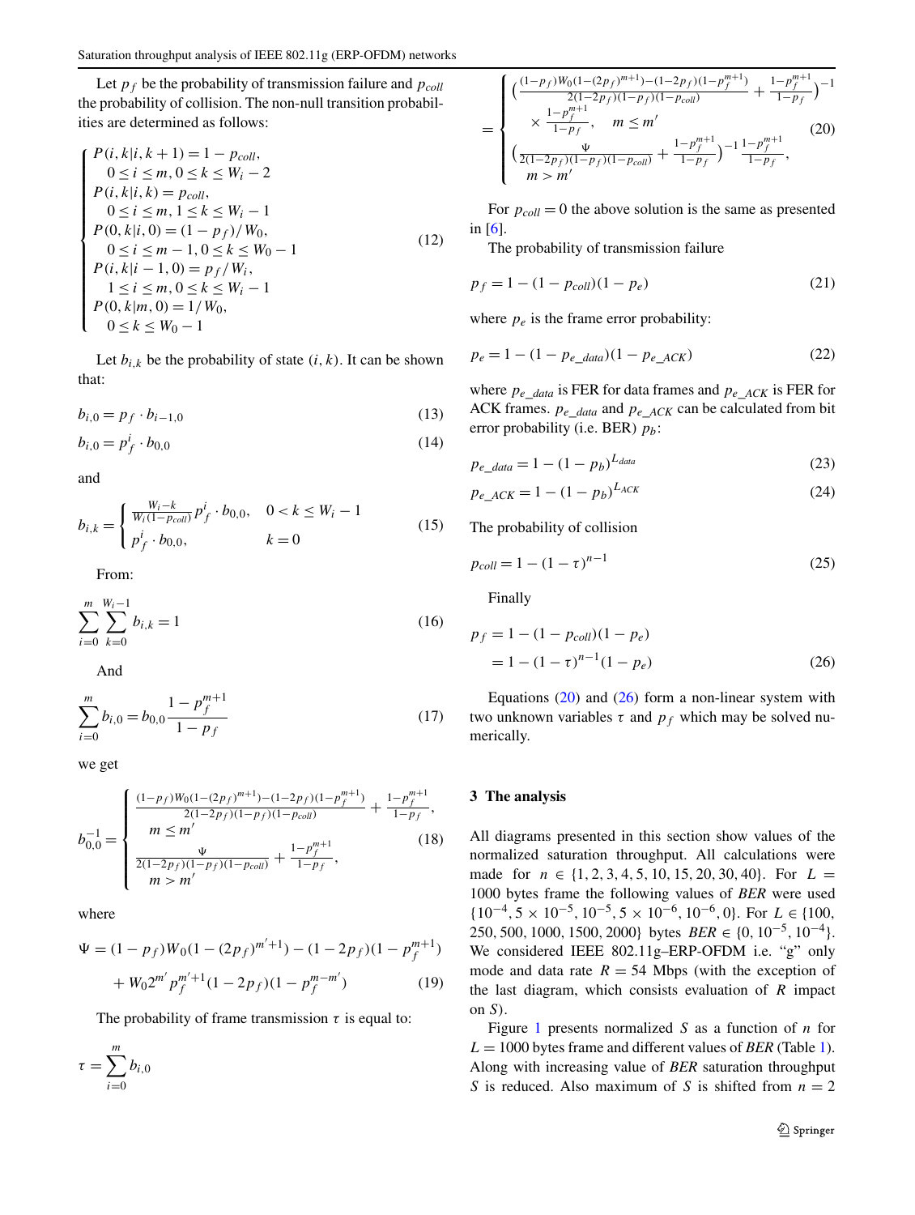Let $p_f$ be the probability of transmission failure and $p_{coll}$ the probability of collision. The non-null transition probabilities are determined as follows:

$$
\begin{cases}
P(i,k|i,k+1) = 1 - p_{coll}, \\
\quad 0 \le i \le m, 0 \le k \le W_i - 2 \\
P(i,k|i,k) = p_{coll}, \\
\quad 0 \le i \le m, 1 \le k \le W_i - 1 \\
P(0,k|i,0) = (1-p_f)/W_0, \\
\quad 0 \le i \le m-1, 0 \le k \le W_0 - 1 \\
P(i,k|i-1,0) = p_f/W_i, \\
\quad 1 \le i \le m, 0 \le k \le W_i - 1 \\
P(0,k|m,0) = 1/W_0, \\
\quad 0 \le k \le W_0 - 1
\end{cases}
\tag{12}
$$

Let $b_{i,k}$ be the probability of state $(i,k)$. It can be shown that:

$$
b_{i,0} = p_f \cdot b_{i-1,0} \tag{13}
$$

$$
b_{i,0} = p_f^i \cdot b_{0,0} \tag{14}
$$

and

$$
b_{i,k} = \begin{cases} \frac{W_i - k}{W_i(1-p_{coll})} p_f^i \cdot b_{0,0}, & 0 < k \le W_i - 1 \\ p_f^i \cdot b_{0,0}, & k = 0 \end{cases} \tag{15}
$$

From:

$$
\sum_{i=0}^{m} \sum_{k=0}^{W_i - 1} b_{i,k} = 1 \tag{16}
$$

And

$$
\sum_{i=0}^{m} b_{i,0} = b_{0,0} \frac{1 - p_f^{m+1}}{1 - p_f} \tag{17}
$$

we get

$$
b_{0,0}^{-1} = \begin{cases} \frac{(1-p_f)W_0(1-(2p_f)^{m+1}) - (1-2p_f)(1-p_f^{m+1})}{2(1-2p_f)(1-p_f)(1-p_{coll})} + \frac{1-p_f^{m+1}}{1-p_f}, \\ \quad m \le m' \\ \frac{\Psi}{2(1-2p_f)(1-p_f)(1-p_{coll})} + \frac{1-p_f^{m+1}}{1-p_f}, \\ \quad m > m' \end{cases} \tag{18}
$$

where

$$
\begin{aligned}
\Psi = {} & (1-p_f)W_0(1-(2p_f)^{m'+1}) - (1-2p_f)(1-p_f^{m+1}) \\
& + W_0 2^{m'} p_f^{m'+1}(1-2p_f)(1-p_f^{m-m'})
\end{aligned}
\tag{19}
$$

The probability of frame transmission $\tau$ is equal to:

$$
\tau = \sum_{i=0}^{m} b_{i,0}
$$

$$
= \begin{cases} \left(\frac{(1-p_f)W_0(1-(2p_f)^{m+1}) - (1-2p_f)(1-p_f^{m+1})}{2(1-2p_f)(1-p_f)(1-p_{coll})} + \frac{1-p_f^{m+1}}{1-p_f}\right)^{-1} \\ \quad \times \frac{1-p_f^{m+1}}{1-p_f}, \quad m \le m' \\ \left(\frac{\Psi}{2(1-2p_f)(1-p_f)(1-p_{coll})} + \frac{1-p_f^{m+1}}{1-p_f}\right)^{-1} \frac{1-p_f^{m+1}}{1-p_f}, \\ \quad m > m' \end{cases} \tag{20}
$$

For $p_{coll} = 0$ the above solution is the same as presented in [6].

The probability of transmission failure

$$
p_f = 1 - (1 - p_{coll})(1 - p_e) \tag{21}
$$

where $p_e$ is the frame error probability:

$$
p_e = 1 - (1 - p_{e\_data})(1 - p_{e\_ACK}) \tag{22}
$$

where $p_{e\_data}$ is FER for data frames and $p_{e\_ACK}$ is FER for ACK frames. $p_{e\_data}$ and $p_{e\_ACK}$ can be calculated from bit error probability (i.e. BER) $p_b$:

$$
p_{e\_data} = 1 - (1 - p_b)^{L_{data}} \tag{23}
$$

$$
p_{e\_ACK} = 1 - (1 - p_b)^{L_{ACK}} \tag{24}
$$

The probability of collision

$$
p_{coll} = 1 - (1 - \tau)^{n-1} \tag{25}
$$

Finally

$$
\begin{aligned}
p_f &= 1 - (1 - p_{coll})(1 - p_e) \\
&= 1 - (1 - \tau)^{n-1}(1 - p_e)
\end{aligned}
\tag{26}
$$

Equations (20) and (26) form a non-linear system with two unknown variables $\tau$ and $p_f$ which may be solved numerically.

## 3 The analysis

All diagrams presented in this section show values of the normalized saturation throughput. All calculations were made for $n \in \{1, 2, 3, 4, 5, 10, 15, 20, 30, 40\}$. For $L = 1000$ bytes frame the following values of *BER* were used $\{10^{-4}, 5 \times 10^{-5}, 10^{-5}, 5 \times 10^{-6}, 10^{-6}, 0\}$. For $L \in \{100, 250, 500, 1000, 1500, 2000\}$ bytes $BER \in \{0, 10^{-5}, 10^{-4}\}$. We considered IEEE 802.11g–ERP-OFDM i.e. "g" only mode and data rate $R = 54$ Mbps (with the exception of the last diagram, which consists evaluation of $R$ impact on $S$).

Figure 1 presents normalized $S$ as a function of $n$ for $L = 1000$ bytes frame and different values of *BER* (Table 1). Along with increasing value of *BER* saturation throughput $S$ is reduced. Also maximum of $S$ is shifted from $n = 2$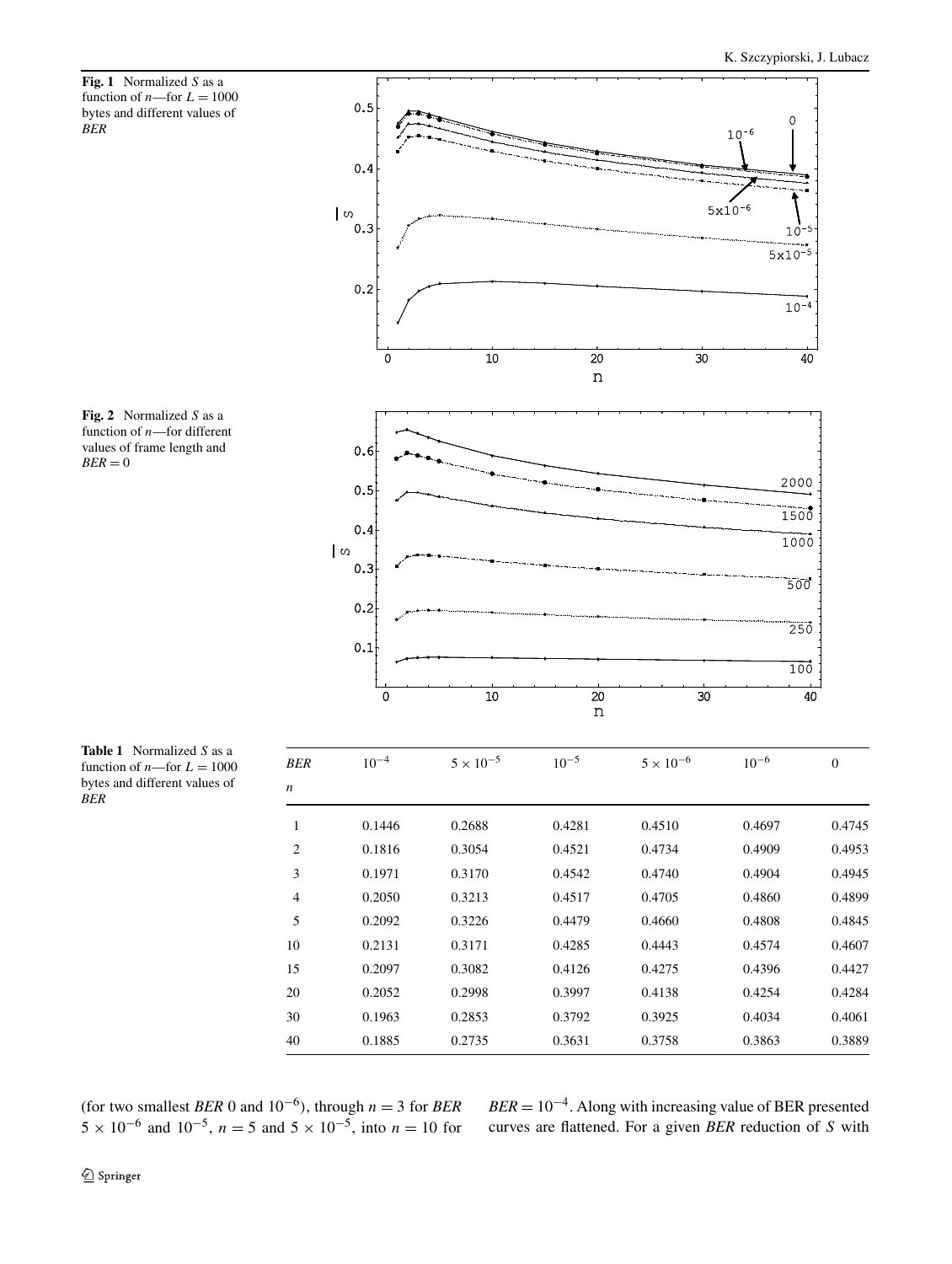**Fig. 1** Normalized $S$ as a function of $n$—for $L = 1000$ bytes and different values of *BER*

**Fig. 2** Normalized $S$ as a function of $n$—for different values of frame length and $BER = 0$

**Table 1** Normalized $S$ as a function of $n$—for $L = 1000$ bytes and different values of *BER*

| *BER* / *n* | $10^{-4}$ | $5 \times 10^{-5}$ | $10^{-5}$ | $5 \times 10^{-6}$ | $10^{-6}$ | 0 |
|---|---|---|---|---|---|---|
| 1 | 0.1446 | 0.2688 | 0.4281 | 0.4510 | 0.4697 | 0.4745 |
| 2 | 0.1816 | 0.3054 | 0.4521 | 0.4734 | 0.4909 | 0.4953 |
| 3 | 0.1971 | 0.3170 | 0.4542 | 0.4740 | 0.4904 | 0.4945 |
| 4 | 0.2050 | 0.3213 | 0.4517 | 0.4705 | 0.4860 | 0.4899 |
| 5 | 0.2092 | 0.3226 | 0.4479 | 0.4660 | 0.4808 | 0.4845 |
| 10 | 0.2131 | 0.3171 | 0.4285 | 0.4443 | 0.4574 | 0.4607 |
| 15 | 0.2097 | 0.3082 | 0.4126 | 0.4275 | 0.4396 | 0.4427 |
| 20 | 0.2052 | 0.2998 | 0.3997 | 0.4138 | 0.4254 | 0.4284 |
| 30 | 0.1963 | 0.2853 | 0.3792 | 0.3925 | 0.4034 | 0.4061 |
| 40 | 0.1885 | 0.2735 | 0.3631 | 0.3758 | 0.3863 | 0.3889 |

(for two smallest *BER* 0 and $10^{-6}$), through $n = 3$ for *BER* $5 \times 10^{-6}$ and $10^{-5}$, $n = 5$ and $5 \times 10^{-5}$, into $n = 10$ for $BER = 10^{-4}$. Along with increasing value of BER presented curves are flattened. For a given *BER* reduction of $S$ with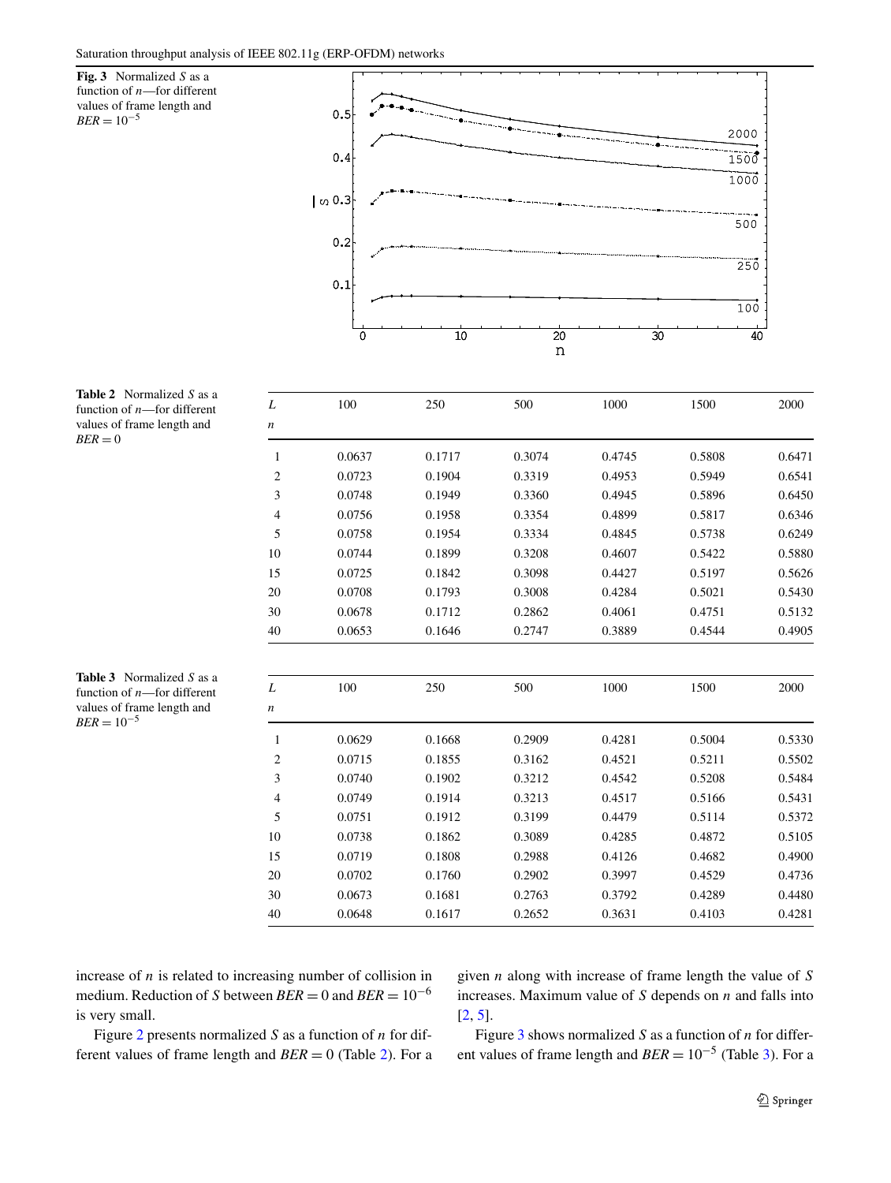**Fig. 3** Normalized $S$ as a function of $n$—for different values of frame length and $BER = 10^{-5}$

**Table 2** Normalized $S$ as a function of $n$—for different values of frame length and $BER = 0$

| $L$ / $n$ | 100 | 250 | 500 | 1000 | 1500 | 2000 |
|---|---|---|---|---|---|---|
| 1 | 0.0637 | 0.1717 | 0.3074 | 0.4745 | 0.5808 | 0.6471 |
| 2 | 0.0723 | 0.1904 | 0.3319 | 0.4953 | 0.5949 | 0.6541 |
| 3 | 0.0748 | 0.1949 | 0.3360 | 0.4945 | 0.5896 | 0.6450 |
| 4 | 0.0756 | 0.1958 | 0.3354 | 0.4899 | 0.5817 | 0.6346 |
| 5 | 0.0758 | 0.1954 | 0.3334 | 0.4845 | 0.5738 | 0.6249 |
| 10 | 0.0744 | 0.1899 | 0.3208 | 0.4607 | 0.5422 | 0.5880 |
| 15 | 0.0725 | 0.1842 | 0.3098 | 0.4427 | 0.5197 | 0.5626 |
| 20 | 0.0708 | 0.1793 | 0.3008 | 0.4284 | 0.5021 | 0.5430 |
| 30 | 0.0678 | 0.1712 | 0.2862 | 0.4061 | 0.4751 | 0.5132 |
| 40 | 0.0653 | 0.1646 | 0.2747 | 0.3889 | 0.4544 | 0.4905 |

**Table 3** Normalized $S$ as a function of $n$—for different values of frame length and $BER = 10^{-5}$

| $L$ / $n$ | 100 | 250 | 500 | 1000 | 1500 | 2000 |
|---|---|---|---|---|---|---|
| 1 | 0.0629 | 0.1668 | 0.2909 | 0.4281 | 0.5004 | 0.5330 |
| 2 | 0.0715 | 0.1855 | 0.3162 | 0.4521 | 0.5211 | 0.5502 |
| 3 | 0.0740 | 0.1902 | 0.3212 | 0.4542 | 0.5208 | 0.5484 |
| 4 | 0.0749 | 0.1914 | 0.3213 | 0.4517 | 0.5166 | 0.5431 |
| 5 | 0.0751 | 0.1912 | 0.3199 | 0.4479 | 0.5114 | 0.5372 |
| 10 | 0.0738 | 0.1862 | 0.3089 | 0.4285 | 0.4872 | 0.5105 |
| 15 | 0.0719 | 0.1808 | 0.2988 | 0.4126 | 0.4682 | 0.4900 |
| 20 | 0.0702 | 0.1760 | 0.2902 | 0.3997 | 0.4529 | 0.4736 |
| 30 | 0.0673 | 0.1681 | 0.2763 | 0.3792 | 0.4289 | 0.4480 |
| 40 | 0.0648 | 0.1617 | 0.2652 | 0.3631 | 0.4103 | 0.4281 |

increase of $n$ is related to increasing number of collision in medium. Reduction of $S$ between $BER = 0$ and $BER = 10^{-6}$ is very small.

Figure 2 presents normalized $S$ as a function of $n$ for different values of frame length and $BER = 0$ (Table 2). For a given $n$ along with increase of frame length the value of $S$ increases. Maximum value of $S$ depends on $n$ and falls into [2, 5].

Figure 3 shows normalized $S$ as a function of $n$ for different values of frame length and $BER = 10^{-5}$ (Table 3). For a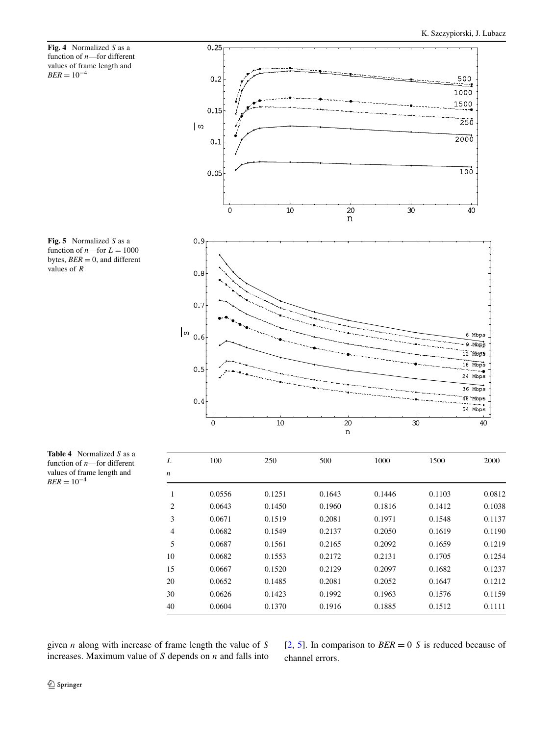**Fig. 4** Normalized $S$ as a function of $n$—for different values of frame length and $BER = 10^{-4}$

**Fig. 5** Normalized $S$ as a function of $n$—for $L = 1000$ bytes, $BER = 0$, and different values of $R$

**Table 4** Normalized $S$ as a function of $n$—for different values of frame length and $BER = 10^{-4}$

| $L$ / $n$ | 100 | 250 | 500 | 1000 | 1500 | 2000 |
|---|---|---|---|---|---|---|
| 1 | 0.0556 | 0.1251 | 0.1643 | 0.1446 | 0.1103 | 0.0812 |
| 2 | 0.0643 | 0.1450 | 0.1960 | 0.1816 | 0.1412 | 0.1038 |
| 3 | 0.0671 | 0.1519 | 0.2081 | 0.1971 | 0.1548 | 0.1137 |
| 4 | 0.0682 | 0.1549 | 0.2137 | 0.2050 | 0.1619 | 0.1190 |
| 5 | 0.0687 | 0.1561 | 0.2165 | 0.2092 | 0.1659 | 0.1219 |
| 10 | 0.0682 | 0.1553 | 0.2172 | 0.2131 | 0.1705 | 0.1254 |
| 15 | 0.0667 | 0.1520 | 0.2129 | 0.2097 | 0.1682 | 0.1237 |
| 20 | 0.0652 | 0.1485 | 0.2081 | 0.2052 | 0.1647 | 0.1212 |
| 30 | 0.0626 | 0.1423 | 0.1992 | 0.1963 | 0.1576 | 0.1159 |
| 40 | 0.0604 | 0.1370 | 0.1916 | 0.1885 | 0.1512 | 0.1111 |

given $n$ along with increase of frame length the value of $S$ increases. Maximum value of $S$ depends on $n$ and falls into [2, 5]. In comparison to $BER = 0$ $S$ is reduced because of channel errors.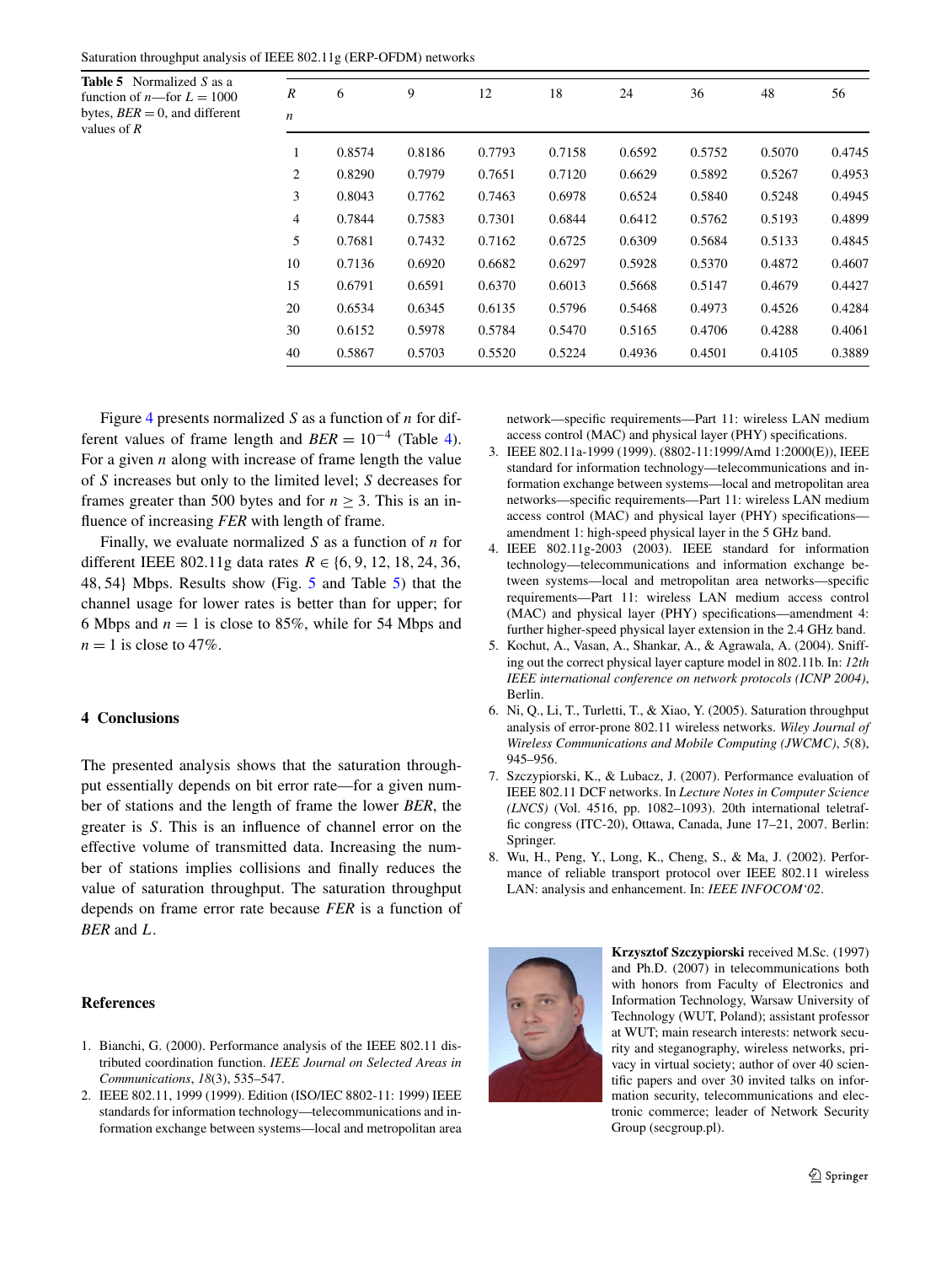**Table 5** Normalized $S$ as a function of $n$—for $L = 1000$ bytes, $BER = 0$, and different values of $R$

| $R$ / $n$ | 6 | 9 | 12 | 18 | 24 | 36 | 48 | 56 |
|---|---|---|---|---|---|---|---|---|
| 1 | 0.8574 | 0.8186 | 0.7793 | 0.7158 | 0.6592 | 0.5752 | 0.5070 | 0.4745 |
| 2 | 0.8290 | 0.7979 | 0.7651 | 0.7120 | 0.6629 | 0.5892 | 0.5267 | 0.4953 |
| 3 | 0.8043 | 0.7762 | 0.7463 | 0.6978 | 0.6524 | 0.5840 | 0.5248 | 0.4945 |
| 4 | 0.7844 | 0.7583 | 0.7301 | 0.6844 | 0.6412 | 0.5762 | 0.5193 | 0.4899 |
| 5 | 0.7681 | 0.7432 | 0.7162 | 0.6725 | 0.6309 | 0.5684 | 0.5133 | 0.4845 |
| 10 | 0.7136 | 0.6920 | 0.6682 | 0.6297 | 0.5928 | 0.5370 | 0.4872 | 0.4607 |
| 15 | 0.6791 | 0.6591 | 0.6370 | 0.6013 | 0.5668 | 0.5147 | 0.4679 | 0.4427 |
| 20 | 0.6534 | 0.6345 | 0.6135 | 0.5796 | 0.5468 | 0.4973 | 0.4526 | 0.4284 |
| 30 | 0.6152 | 0.5978 | 0.5784 | 0.5470 | 0.5165 | 0.4706 | 0.4288 | 0.4061 |
| 40 | 0.5867 | 0.5703 | 0.5520 | 0.5224 | 0.4936 | 0.4501 | 0.4105 | 0.3889 |

Figure 4 presents normalized $S$ as a function of $n$ for different values of frame length and $BER = 10^{-4}$ (Table 4). For a given $n$ along with increase of frame length the value of $S$ increases but only to the limited level; $S$ decreases for frames greater than 500 bytes and for $n \geq 3$. This is an influence of increasing $FER$ with length of frame.

Finally, we evaluate normalized $S$ as a function of $n$ for different IEEE 802.11g data rates $R \in \{6, 9, 12, 18, 24, 36, 48, 54\}$ Mbps. Results show (Fig. 5 and Table 5) that the channel usage for lower rates is better than for upper; for 6 Mbps and $n = 1$ is close to 85%, while for 54 Mbps and $n = 1$ is close to 47%.

## 4 Conclusions

The presented analysis shows that the saturation throughput essentially depends on bit error rate—for a given number of stations and the length of frame the lower $BER$, the greater is $S$. This is an influence of channel error on the effective volume of transmitted data. Increasing the number of stations implies collisions and finally reduces the value of saturation throughput. The saturation throughput depends on frame error rate because $FER$ is a function of $BER$ and $L$.

## References

1. Bianchi, G. (2000). Performance analysis of the IEEE 802.11 distributed coordination function. *IEEE Journal on Selected Areas in Communications*, *18*(3), 535–547.
2. IEEE 802.11, 1999 (1999). Edition (ISO/IEC 8802-11: 1999) IEEE standards for information technology—telecommunications and information exchange between systems—local and metropolitan area network—specific requirements—Part 11: wireless LAN medium access control (MAC) and physical layer (PHY) specifications.
3. IEEE 802.11a-1999 (1999). (8802-11:1999/Amd 1:2000(E)), IEEE standard for information technology—telecommunications and information exchange between systems—local and metropolitan area networks—specific requirements—Part 11: wireless LAN medium access control (MAC) and physical layer (PHY) specifications—amendment 1: high-speed physical layer in the 5 GHz band.
4. IEEE 802.11g-2003 (2003). IEEE standard for information technology—telecommunications and information exchange between systems—local and metropolitan area networks—specific requirements—Part 11: wireless LAN medium access control (MAC) and physical layer (PHY) specifications—amendment 4: further higher-speed physical layer extension in the 2.4 GHz band.
5. Kochut, A., Vasan, A., Shankar, A., & Agrawala, A. (2004). Sniffing out the correct physical layer capture model in 802.11b. In: *12th IEEE international conference on network protocols (ICNP 2004)*, Berlin.
6. Ni, Q., Li, T., Turletti, T., & Xiao, Y. (2005). Saturation throughput analysis of error-prone 802.11 wireless networks. *Wiley Journal of Wireless Communications and Mobile Computing (JWCMC)*, *5*(8), 945–956.
7. Szczypiorski, K., & Lubacz, J. (2007). Performance evaluation of IEEE 802.11 DCF networks. In *Lecture Notes in Computer Science (LNCS)* (Vol. 4516, pp. 1082–1093). 20th international teletraffic congress (ITC-20), Ottawa, Canada, June 17–21, 2007. Berlin: Springer.
8. Wu, H., Peng, Y., Long, K., Cheng, S., & Ma, J. (2002). Performance of reliable transport protocol over IEEE 802.11 wireless LAN: analysis and enhancement. In: *IEEE INFOCOM'02*.

**Krzysztof Szczypiorski** received M.Sc. (1997) and Ph.D. (2007) in telecommunications both with honors from Faculty of Electronics and Information Technology, Warsaw University of Technology (WUT, Poland); assistant professor at WUT; main research interests: network security and steganography, wireless networks, privacy in virtual society; author of over 40 scientific papers and over 30 invited talks on information security, telecommunications and electronic commerce; leader of Network Security Group (secgroup.pl).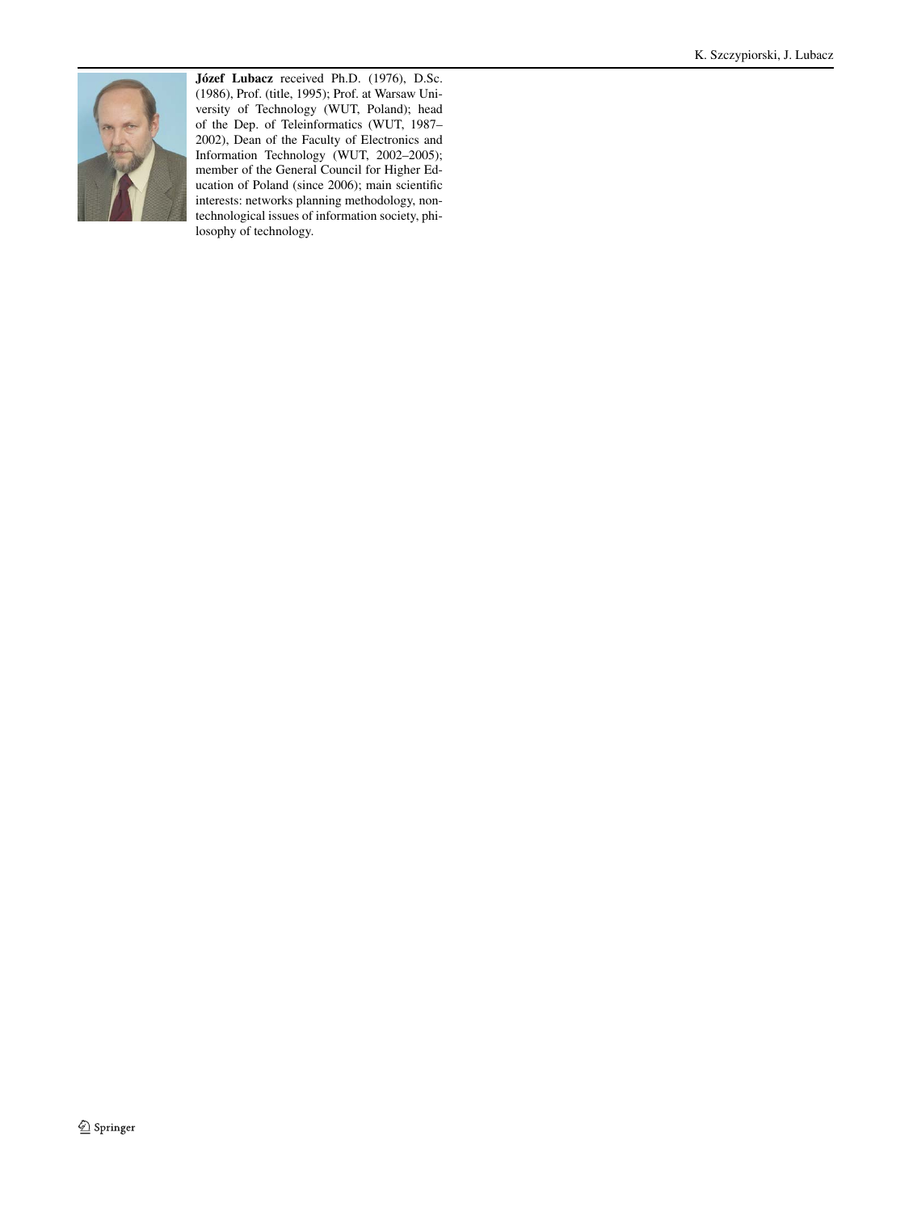**Józef Lubacz** received Ph.D. (1976), D.Sc. (1986), Prof. (title, 1995); Prof. at Warsaw University of Technology (WUT, Poland); head of the Dep. of Teleinformatics (WUT, 1987–2002), Dean of the Faculty of Electronics and Information Technology (WUT, 2002–2005); member of the General Council for Higher Education of Poland (since 2006); main scientific interests: networks planning methodology, non-technological issues of information society, philosophy of technology.